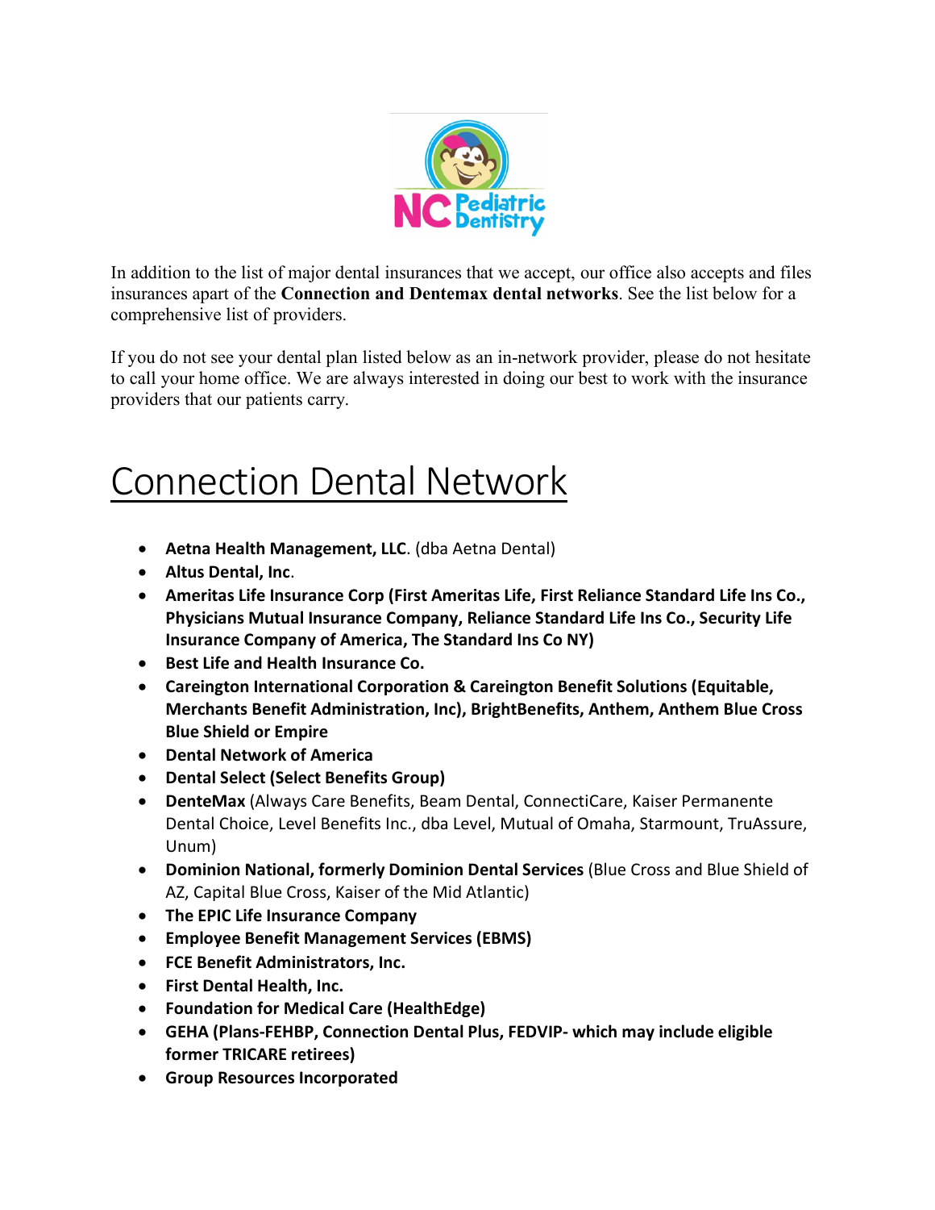In addition to the list of major dental insurances that we accept, our office also accepts and files insurances apart of the **Connection and Dentemax dental networks**. See the list below for a comprehensive list of providers.

If you do not see your dental plan listed below as an in-network provider, please do not hesitate to call your home office. We are always interested in doing our best to work with the insurance providers that our patients carry.

# Connection Dental Network

- **Aetna Health Management, LLC**. (dba Aetna Dental)
- **Altus Dental, Inc**.
- **Ameritas Life Insurance Corp (First Ameritas Life, First Reliance Standard Life Ins Co., Physicians Mutual Insurance Company, Reliance Standard Life Ins Co., Security Life Insurance Company of America, The Standard Ins Co NY)**
- **Best Life and Health Insurance Co.**
- **Careington International Corporation & Careington Benefit Solutions (Equitable, Merchants Benefit Administration, Inc), BrightBenefits, Anthem, Anthem Blue Cross Blue Shield or Empire**
- **Dental Network of America**
- **Dental Select (Select Benefits Group)**
- **DenteMax** (Always Care Benefits, Beam Dental, ConnectiCare, Kaiser Permanente Dental Choice, Level Benefits Inc., dba Level, Mutual of Omaha, Starmount, TruAssure, Unum)
- **Dominion National, formerly Dominion Dental Services** (Blue Cross and Blue Shield of AZ, Capital Blue Cross, Kaiser of the Mid Atlantic)
- **The EPIC Life Insurance Company**
- **Employee Benefit Management Services (EBMS)**
- **FCE Benefit Administrators, Inc.**
- **First Dental Health, Inc.**
- **Foundation for Medical Care (HealthEdge)**
- **GEHA (Plans-FEHBP, Connection Dental Plus, FEDVIP- which may include eligible former TRICARE retirees)**
- **Group Resources Incorporated**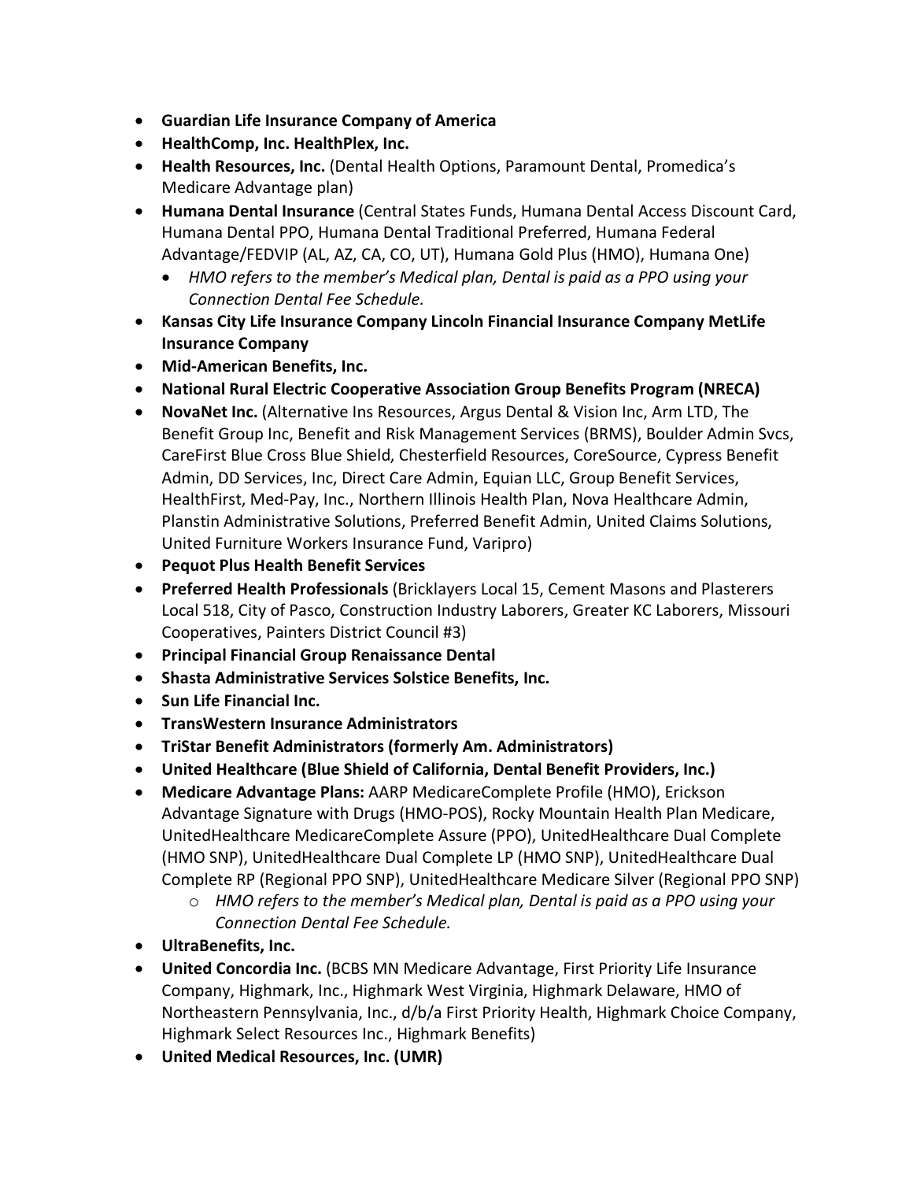- **Guardian Life Insurance Company of America**
- **HealthComp, Inc. HealthPlex, Inc.**
- **Health Resources, Inc.** (Dental Health Options, Paramount Dental, Promedica's Medicare Advantage plan)
- **Humana Dental Insurance** (Central States Funds, Humana Dental Access Discount Card, Humana Dental PPO, Humana Dental Traditional Preferred, Humana Federal Advantage/FEDVIP (AL, AZ, CA, CO, UT), Humana Gold Plus (HMO), Humana One)
  - *HMO refers to the member's Medical plan, Dental is paid as a PPO using your Connection Dental Fee Schedule.*
- **Kansas City Life Insurance Company Lincoln Financial Insurance Company MetLife Insurance Company**
- **Mid-American Benefits, Inc.**
- **National Rural Electric Cooperative Association Group Benefits Program (NRECA)**
- **NovaNet Inc.** (Alternative Ins Resources, Argus Dental & Vision Inc, Arm LTD, The Benefit Group Inc, Benefit and Risk Management Services (BRMS), Boulder Admin Svcs, CareFirst Blue Cross Blue Shield, Chesterfield Resources, CoreSource, Cypress Benefit Admin, DD Services, Inc, Direct Care Admin, Equian LLC, Group Benefit Services, HealthFirst, Med-Pay, Inc., Northern Illinois Health Plan, Nova Healthcare Admin, Planstin Administrative Solutions, Preferred Benefit Admin, United Claims Solutions, United Furniture Workers Insurance Fund, Varipro)
- **Pequot Plus Health Benefit Services**
- **Preferred Health Professionals** (Bricklayers Local 15, Cement Masons and Plasterers Local 518, City of Pasco, Construction Industry Laborers, Greater KC Laborers, Missouri Cooperatives, Painters District Council #3)
- **Principal Financial Group Renaissance Dental**
- **Shasta Administrative Services Solstice Benefits, Inc.**
- **Sun Life Financial Inc.**
- **TransWestern Insurance Administrators**
- **TriStar Benefit Administrators (formerly Am. Administrators)**
- **United Healthcare (Blue Shield of California, Dental Benefit Providers, Inc.)**
- **Medicare Advantage Plans:** AARP MedicareComplete Profile (HMO), Erickson Advantage Signature with Drugs (HMO-POS), Rocky Mountain Health Plan Medicare, UnitedHealthcare MedicareComplete Assure (PPO), UnitedHealthcare Dual Complete (HMO SNP), UnitedHealthcare Dual Complete LP (HMO SNP), UnitedHealthcare Dual Complete RP (Regional PPO SNP), UnitedHealthcare Medicare Silver (Regional PPO SNP)
  - *HMO refers to the member's Medical plan, Dental is paid as a PPO using your Connection Dental Fee Schedule.*
- **UltraBenefits, Inc.**
- **United Concordia Inc.** (BCBS MN Medicare Advantage, First Priority Life Insurance Company, Highmark, Inc., Highmark West Virginia, Highmark Delaware, HMO of Northeastern Pennsylvania, Inc., d/b/a First Priority Health, Highmark Choice Company, Highmark Select Resources Inc., Highmark Benefits)
- **United Medical Resources, Inc. (UMR)**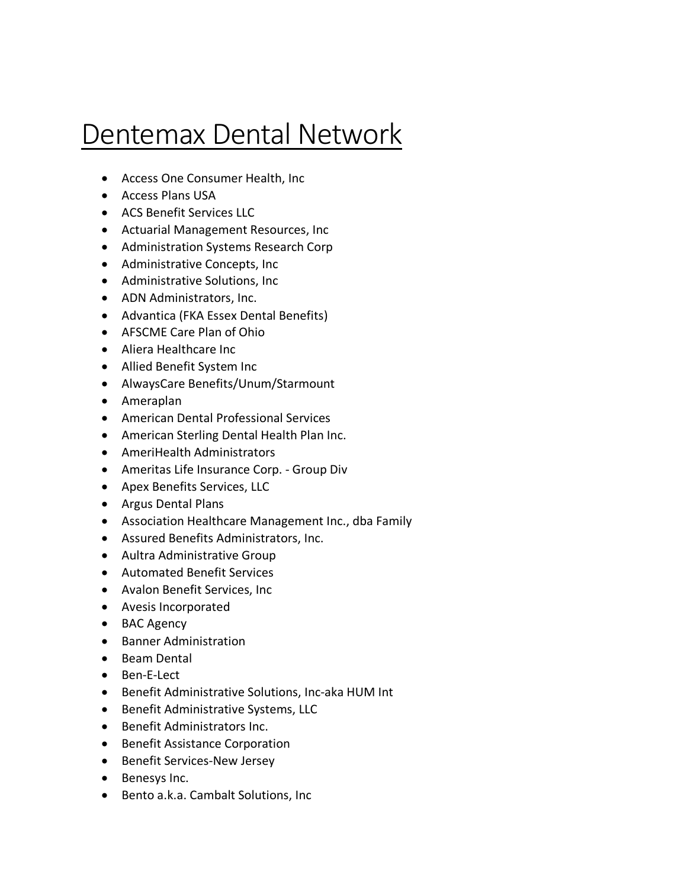# Dentemax Dental Network

- Access One Consumer Health, Inc
- Access Plans USA
- ACS Benefit Services LLC
- Actuarial Management Resources, Inc
- Administration Systems Research Corp
- Administrative Concepts, Inc
- Administrative Solutions, Inc
- ADN Administrators, Inc.
- Advantica (FKA Essex Dental Benefits)
- AFSCME Care Plan of Ohio
- Aliera Healthcare Inc
- Allied Benefit System Inc
- AlwaysCare Benefits/Unum/Starmount
- Ameraplan
- American Dental Professional Services
- American Sterling Dental Health Plan Inc.
- AmeriHealth Administrators
- Ameritas Life Insurance Corp. - Group Div
- Apex Benefits Services, LLC
- Argus Dental Plans
- Association Healthcare Management Inc., dba Family
- Assured Benefits Administrators, Inc.
- Aultra Administrative Group
- Automated Benefit Services
- Avalon Benefit Services, Inc
- Avesis Incorporated
- BAC Agency
- Banner Administration
- Beam Dental
- Ben-E-Lect
- Benefit Administrative Solutions, Inc-aka HUM Int
- Benefit Administrative Systems, LLC
- Benefit Administrators Inc.
- Benefit Assistance Corporation
- Benefit Services-New Jersey
- Benesys Inc.
- Bento a.k.a. Cambalt Solutions, Inc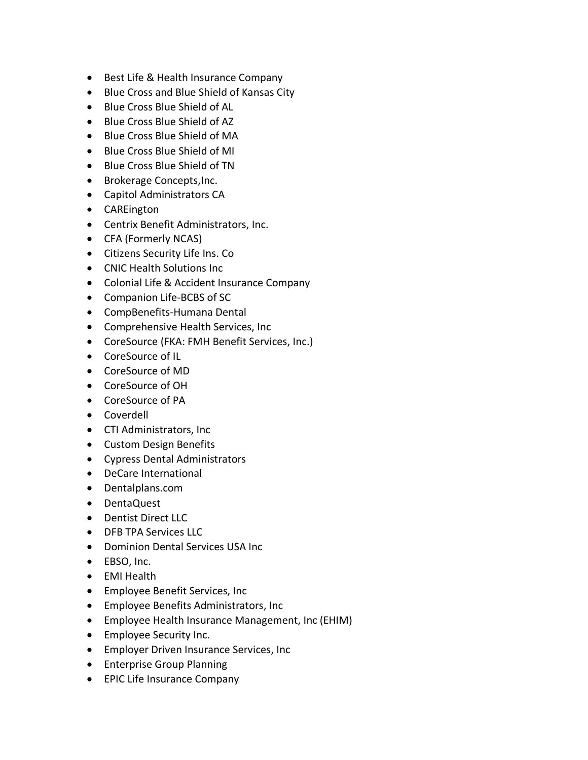- Best Life & Health Insurance Company
- Blue Cross and Blue Shield of Kansas City
- Blue Cross Blue Shield of AL
- Blue Cross Blue Shield of AZ
- Blue Cross Blue Shield of MA
- Blue Cross Blue Shield of MI
- Blue Cross Blue Shield of TN
- Brokerage Concepts,Inc.
- Capitol Administrators CA
- CAREington
- Centrix Benefit Administrators, Inc.
- CFA (Formerly NCAS)
- Citizens Security Life Ins. Co
- CNIC Health Solutions Inc
- Colonial Life & Accident Insurance Company
- Companion Life-BCBS of SC
- CompBenefits-Humana Dental
- Comprehensive Health Services, Inc
- CoreSource (FKA: FMH Benefit Services, Inc.)
- CoreSource of IL
- CoreSource of MD
- CoreSource of OH
- CoreSource of PA
- Coverdell
- CTI Administrators, Inc
- Custom Design Benefits
- Cypress Dental Administrators
- DeCare International
- Dentalplans.com
- DentaQuest
- Dentist Direct LLC
- DFB TPA Services LLC
- Dominion Dental Services USA Inc
- EBSO, Inc.
- EMI Health
- Employee Benefit Services, Inc
- Employee Benefits Administrators, Inc
- Employee Health Insurance Management, Inc (EHIM)
- Employee Security Inc.
- Employer Driven Insurance Services, Inc
- Enterprise Group Planning
- EPIC Life Insurance Company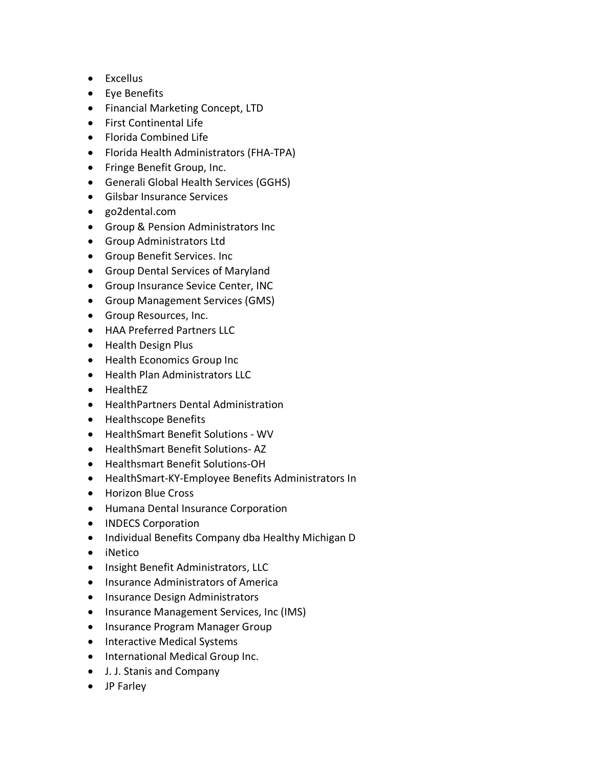- Excellus
- Eye Benefits
- Financial Marketing Concept, LTD
- First Continental Life
- Florida Combined Life
- Florida Health Administrators (FHA-TPA)
- Fringe Benefit Group, Inc.
- Generali Global Health Services (GGHS)
- Gilsbar Insurance Services
- go2dental.com
- Group & Pension Administrators Inc
- Group Administrators Ltd
- Group Benefit Services. Inc
- Group Dental Services of Maryland
- Group Insurance Sevice Center, INC
- Group Management Services (GMS)
- Group Resources, Inc.
- HAA Preferred Partners LLC
- Health Design Plus
- Health Economics Group Inc
- Health Plan Administrators LLC
- HealthEZ
- HealthPartners Dental Administration
- Healthscope Benefits
- HealthSmart Benefit Solutions - WV
- HealthSmart Benefit Solutions- AZ
- Healthsmart Benefit Solutions-OH
- HealthSmart-KY-Employee Benefits Administrators In
- Horizon Blue Cross
- Humana Dental Insurance Corporation
- INDECS Corporation
- Individual Benefits Company dba Healthy Michigan D
- iNetico
- Insight Benefit Administrators, LLC
- Insurance Administrators of America
- Insurance Design Administrators
- Insurance Management Services, Inc (IMS)
- Insurance Program Manager Group
- Interactive Medical Systems
- International Medical Group Inc.
- J. J. Stanis and Company
- JP Farley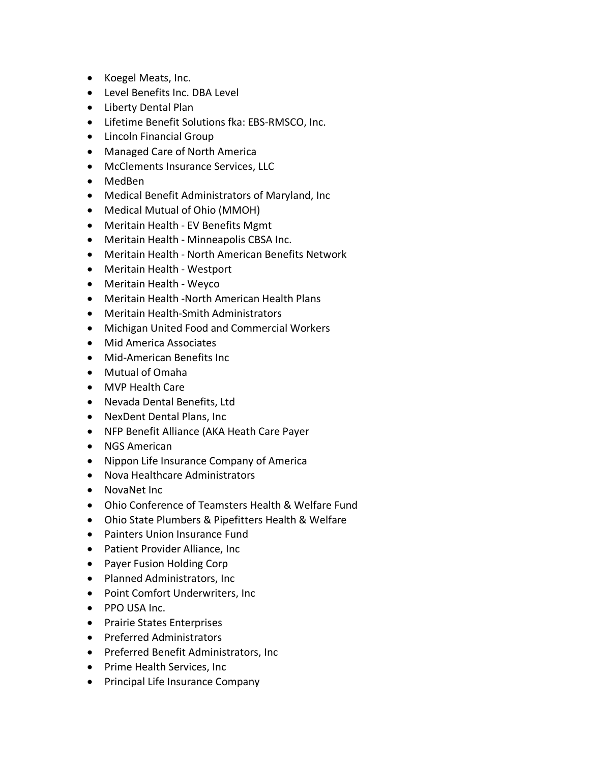- Koegel Meats, Inc.
- Level Benefits Inc. DBA Level
- Liberty Dental Plan
- Lifetime Benefit Solutions fka: EBS-RMSCO, Inc.
- Lincoln Financial Group
- Managed Care of North America
- McClements Insurance Services, LLC
- MedBen
- Medical Benefit Administrators of Maryland, Inc
- Medical Mutual of Ohio (MMOH)
- Meritain Health - EV Benefits Mgmt
- Meritain Health - Minneapolis CBSA Inc.
- Meritain Health - North American Benefits Network
- Meritain Health - Westport
- Meritain Health - Weyco
- Meritain Health -North American Health Plans
- Meritain Health-Smith Administrators
- Michigan United Food and Commercial Workers
- Mid America Associates
- Mid-American Benefits Inc
- Mutual of Omaha
- MVP Health Care
- Nevada Dental Benefits, Ltd
- NexDent Dental Plans, Inc
- NFP Benefit Alliance (AKA Heath Care Payer
- NGS American
- Nippon Life Insurance Company of America
- Nova Healthcare Administrators
- NovaNet Inc
- Ohio Conference of Teamsters Health & Welfare Fund
- Ohio State Plumbers & Pipefitters Health & Welfare
- Painters Union Insurance Fund
- Patient Provider Alliance, Inc
- Payer Fusion Holding Corp
- Planned Administrators, Inc
- Point Comfort Underwriters, Inc
- PPO USA Inc.
- Prairie States Enterprises
- Preferred Administrators
- Preferred Benefit Administrators, Inc
- Prime Health Services, Inc
- Principal Life Insurance Company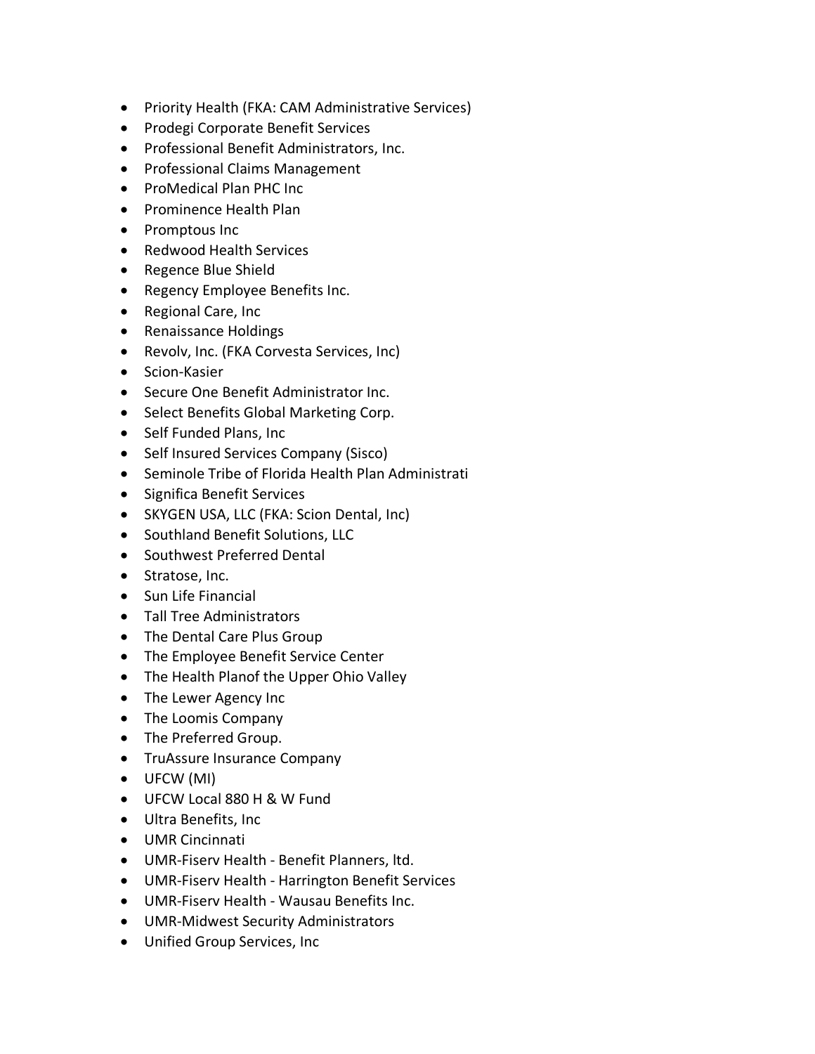- Priority Health (FKA: CAM Administrative Services)
- Prodegi Corporate Benefit Services
- Professional Benefit Administrators, Inc.
- Professional Claims Management
- ProMedical Plan PHC Inc
- Prominence Health Plan
- Promptous Inc
- Redwood Health Services
- Regence Blue Shield
- Regency Employee Benefits Inc.
- Regional Care, Inc
- Renaissance Holdings
- Revolv, Inc. (FKA Corvesta Services, Inc)
- Scion-Kasier
- Secure One Benefit Administrator Inc.
- Select Benefits Global Marketing Corp.
- Self Funded Plans, Inc
- Self Insured Services Company (Sisco)
- Seminole Tribe of Florida Health Plan Administrati
- Significa Benefit Services
- SKYGEN USA, LLC (FKA: Scion Dental, Inc)
- Southland Benefit Solutions, LLC
- Southwest Preferred Dental
- Stratose, Inc.
- Sun Life Financial
- Tall Tree Administrators
- The Dental Care Plus Group
- The Employee Benefit Service Center
- The Health Planof the Upper Ohio Valley
- The Lewer Agency Inc
- The Loomis Company
- The Preferred Group.
- TruAssure Insurance Company
- UFCW (MI)
- UFCW Local 880 H & W Fund
- Ultra Benefits, Inc
- UMR Cincinnati
- UMR-Fiserv Health - Benefit Planners, ltd.
- UMR-Fiserv Health - Harrington Benefit Services
- UMR-Fiserv Health - Wausau Benefits Inc.
- UMR-Midwest Security Administrators
- Unified Group Services, Inc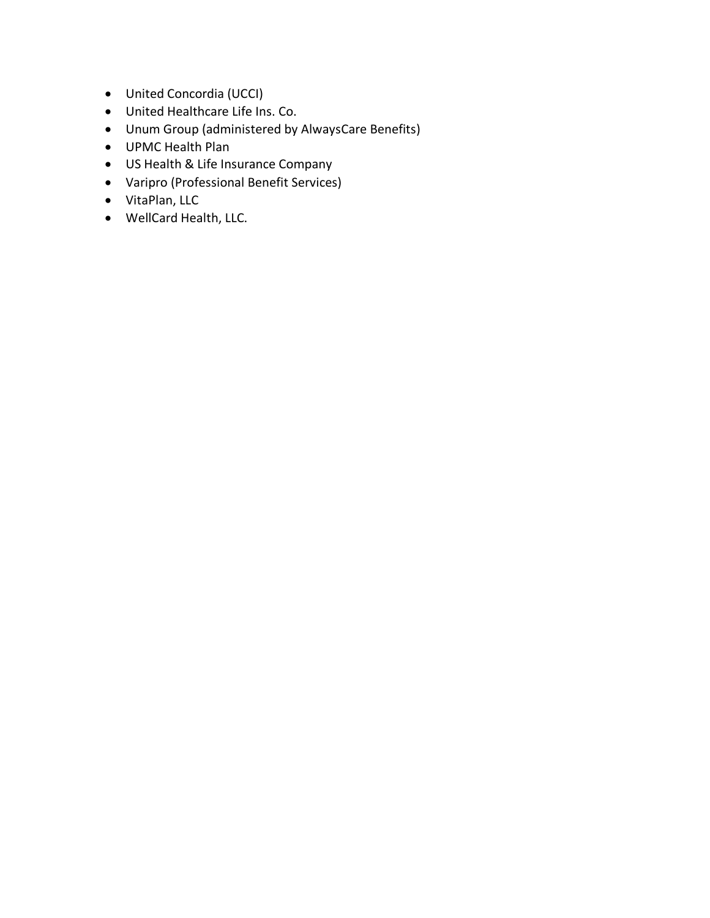- United Concordia (UCCI)
- United Healthcare Life Ins. Co.
- Unum Group (administered by AlwaysCare Benefits)
- UPMC Health Plan
- US Health & Life Insurance Company
- Varipro (Professional Benefit Services)
- VitaPlan, LLC
- WellCard Health, LLC.